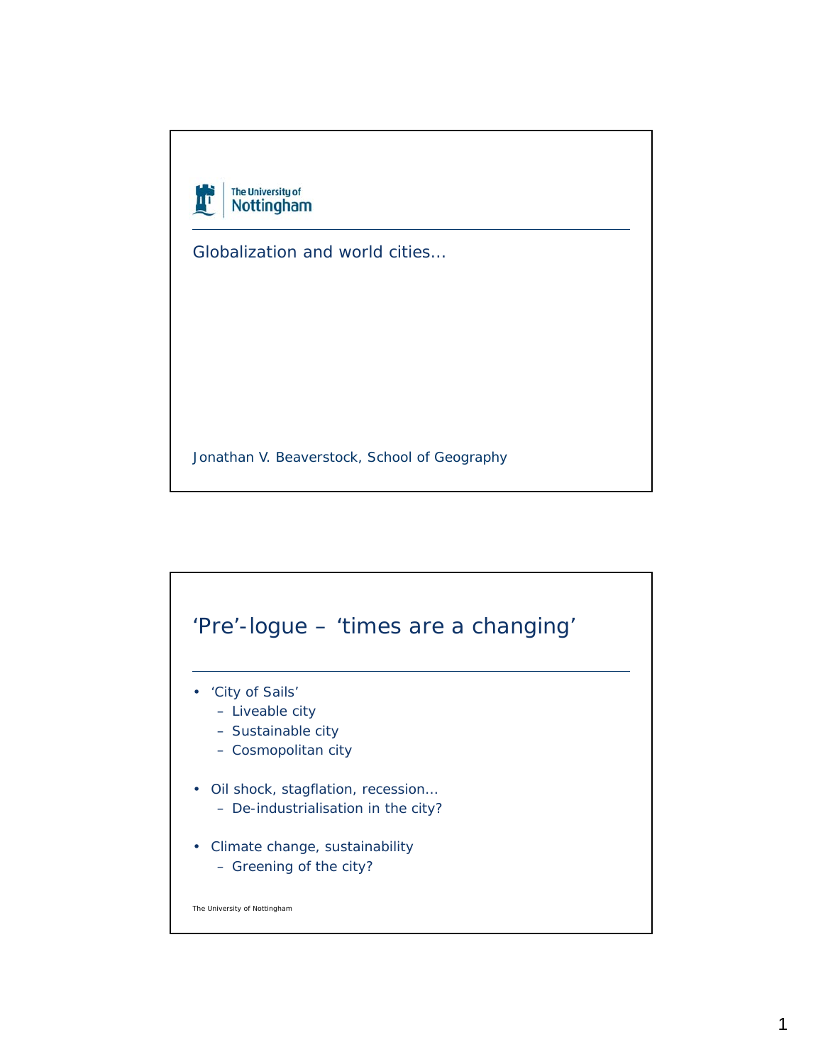The University of Nottingham

Globalization and world cities…

Jonathan V. Beaverstock, School of Geography

## ‘Pre’-logue – ‘times are a changing’

- ‘City of Sails’
  - Liveable city
  - Sustainable city
  - Cosmopolitan city
- Oil shock, stagflation, recession…
  - De-industrialisation in the city?
- Climate change, sustainability
  - Greening of the city?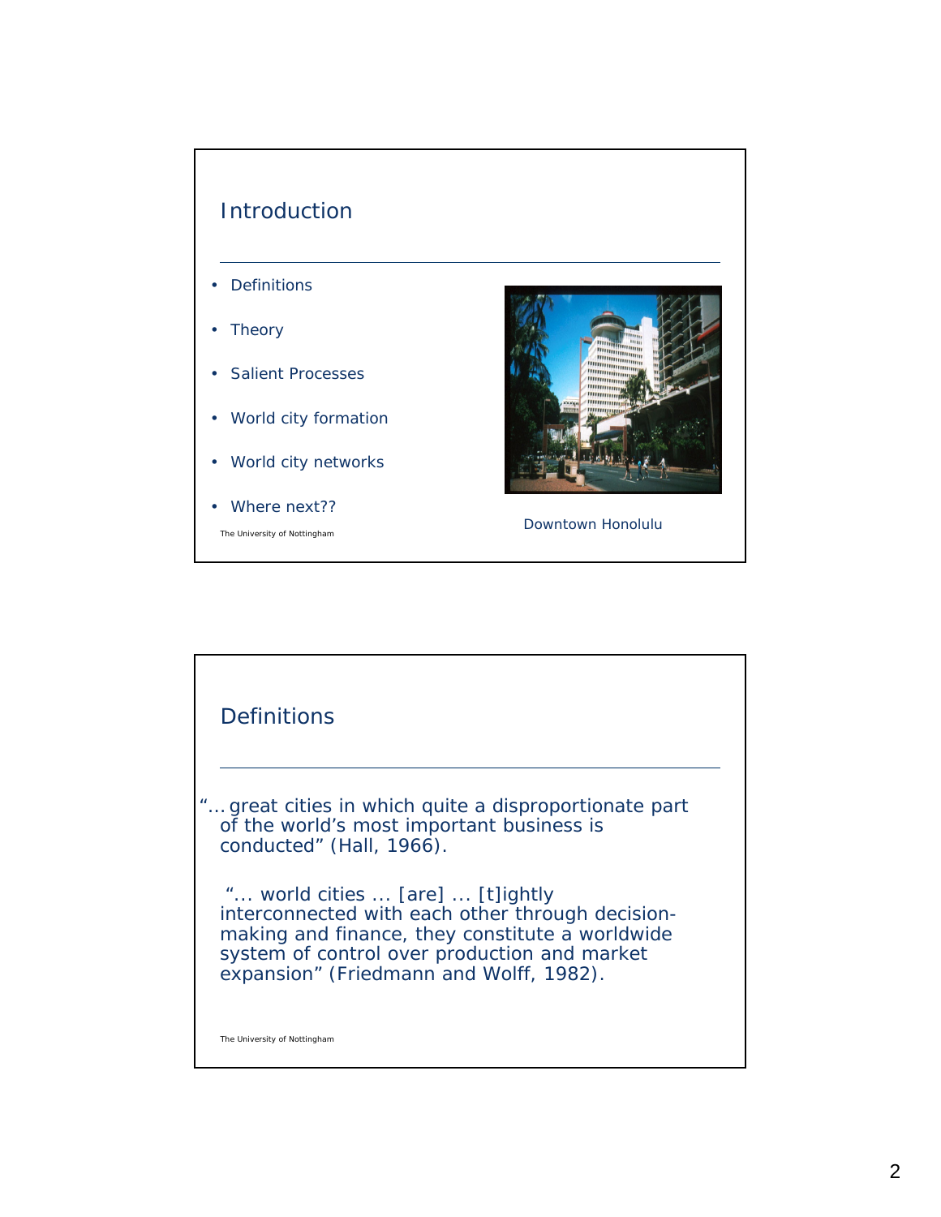## Introduction

- Definitions
- Theory
- Salient Processes
- World city formation
- World city networks
- Where next??

Downtown Honolulu

## Definitions

"… great cities in which quite a disproportionate part of the world's most important business is conducted" (Hall, 1966).

"… world cities … [are] … [t]ightly interconnected with each other through decision-making and finance, they constitute a worldwide system of control over production and market expansion" (Friedmann and Wolff, 1982).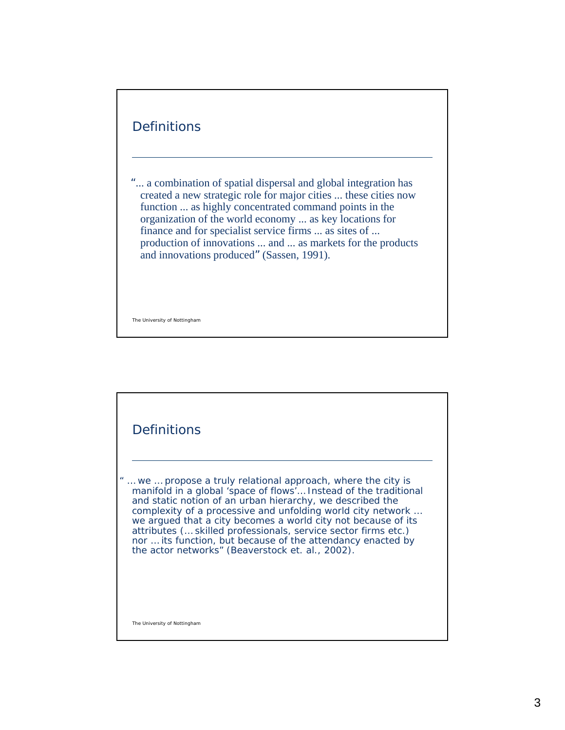## Definitions

"... a combination of spatial dispersal and global integration has created a new strategic role for major cities ... these cities now function ... as highly concentrated command points in the organization of the world economy ... as key locations for finance and for specialist service firms ... as sites of ... production of innovations ... and ... as markets for the products and innovations produced" (Sassen, 1991).

## Definitions

" … we … propose a truly relational approach, where the city is manifold in a global 'space of flows'… Instead of the traditional and static notion of an urban hierarchy, we described the complexity of a processive and unfolding world city network … we argued that a city becomes a world city not because of its attributes (… skilled professionals, service sector firms etc.) nor … its function, but because of the attendancy enacted by the actor networks" (Beaverstock et. al., 2002).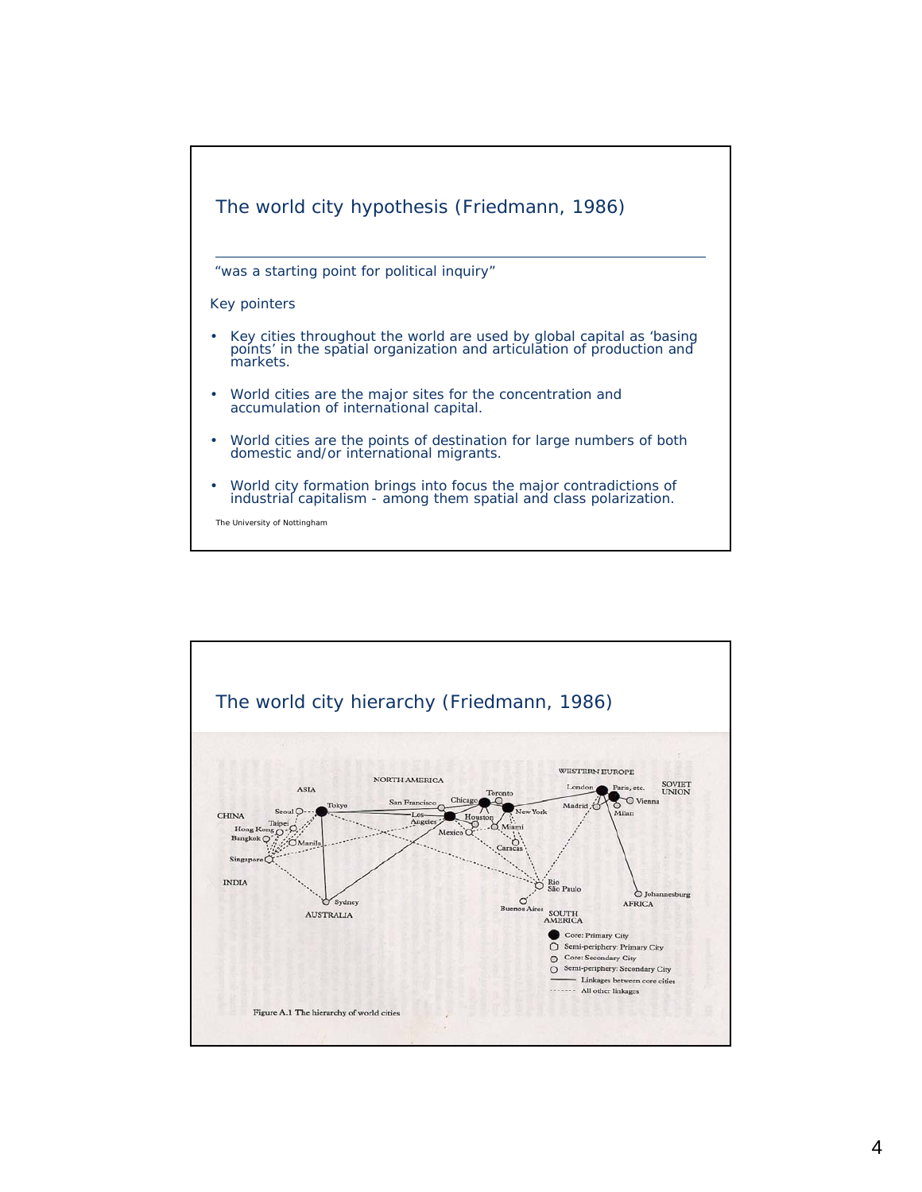## The world city hypothesis (Friedmann, 1986)

"was a starting point for political inquiry"

Key pointers

- Key cities throughout the world are used by global capital as 'basing points' in the spatial organization and articulation of production and markets.
- World cities are the major sites for the concentration and accumulation of international capital.
- World cities are the points of destination for large numbers of both domestic and/or international migrants.
- World city formation brings into focus the major contradictions of industrial capitalism - among them spatial and class polarization.

The University of Nottingham

## The world city hierarchy (Friedmann, 1986)

Figure A.1 The hierarchy of world cities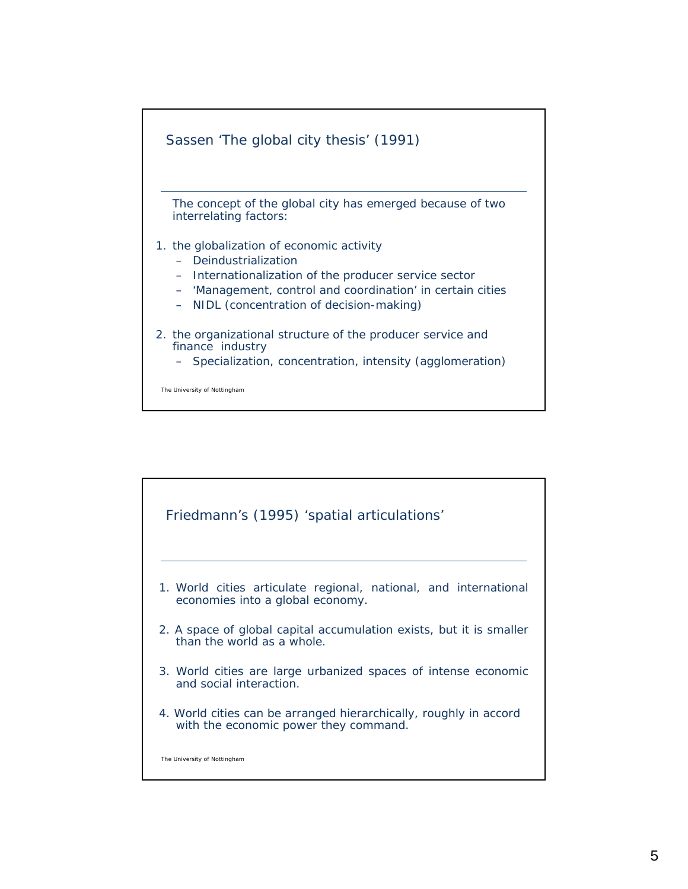## Sassen 'The global city thesis' (1991)

The concept of the global city has emerged because of two interrelating factors:

1. the globalization of economic activity
   - Deindustrialization
   - Internationalization of the producer service sector
   - 'Management, control and coordination' in certain cities
   - NIDL (concentration of decision-making)
2. the organizational structure of the producer service and finance industry
   - Specialization, concentration, intensity (agglomeration)

The University of Nottingham

## Friedmann's (1995) 'spatial articulations'

1. World cities articulate regional, national, and international economies into a global economy.
2. A space of global capital accumulation exists, but it is smaller than the world as a whole.
3. World cities are large urbanized spaces of intense economic and social interaction.
4. World cities can be arranged hierarchically, roughly in accord with the economic power they command.

The University of Nottingham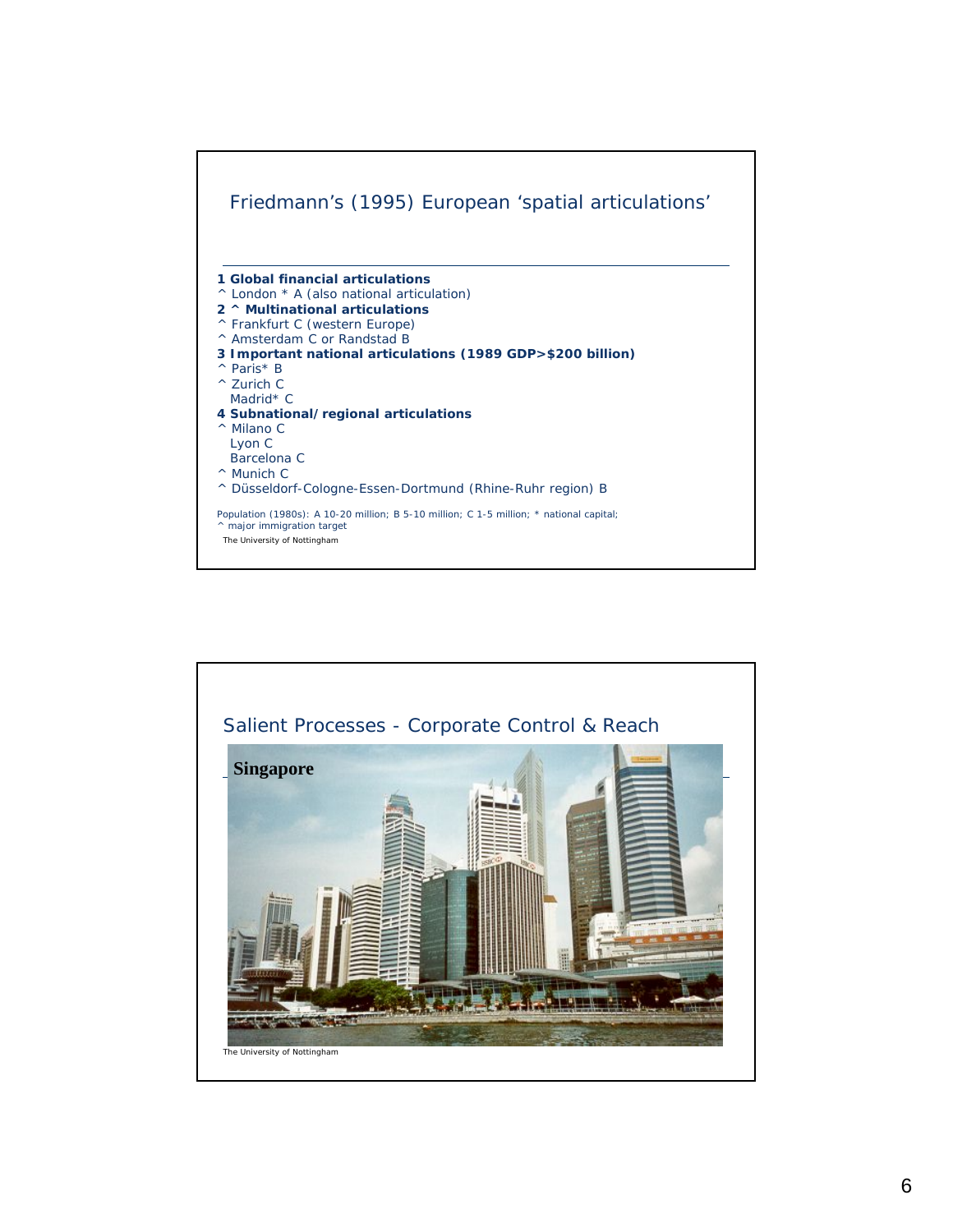## Friedmann's (1995) European 'spatial articulations'

**1 Global financial articulations**
^ London * A (also national articulation)
**2 ^ Multinational articulations**
^ Frankfurt C (western Europe)
^ Amsterdam C or Randstad B
**3 Important national articulations (1989 GDP>$200 billion)**
^ Paris* B
^ Zurich C
Madrid* C
**4 Subnational/regional articulations**
^ Milano C
Lyon C
Barcelona C
^ Munich C
^ Düsseldorf-Cologne-Essen-Dortmund (Rhine-Ruhr region) B

Population (1980s): A 10-20 million; B 5-10 million; C 1-5 million; * national capital;
^ major immigration target

The University of Nottingham

## Salient Processes - Corporate Control & Reach

**Singapore**

The University of Nottingham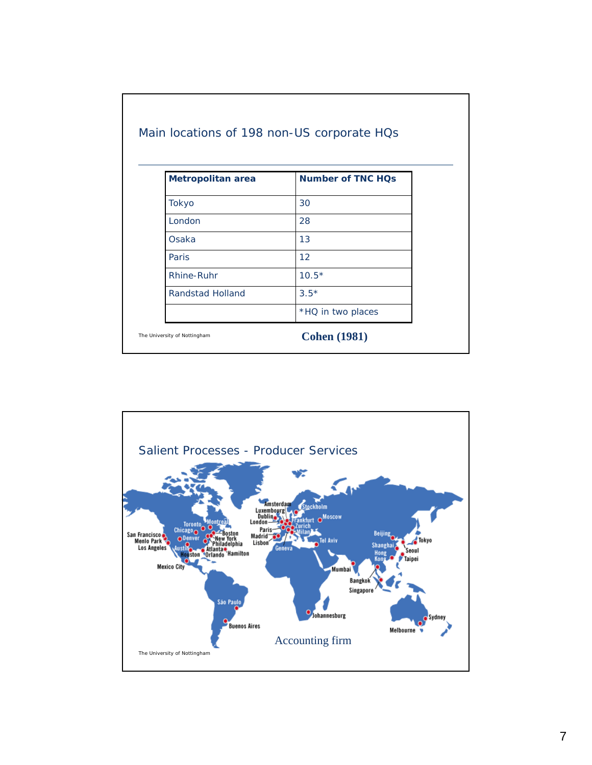## Main locations of 198 non-US corporate HQs

| Metropolitan area | Number of TNC HQs |
|---|---|
| Tokyo | 30 |
| London | 28 |
| Osaka | 13 |
| Paris | 12 |
| Rhine-Ruhr | 10.5* |
| Randstad Holland | 3.5* |
| | *HQ in two places |

**Cohen (1981)**

## Salient Processes - Producer Services

San Francisco, Menlo Park, Los Angeles, Toronto, Chicago, Denver, Montreal, Boston, New York, Philadelphia, Austin, Atlanta, Houston, Orlando, Hamilton, Mexico City, São Paulo, Buenos Aires, Amsterdam, Luxembourg, Dublin, London, Paris, Madrid, Lisbon, Stockholm, Frankfurt, Zurich, Milan, Moscow, Geneva, Tel Aviv, Johannesburg, Mumbai, Bangkok, Singapore, Beijing, Shanghai, Hong Kong, Tokyo, Seoul, Taipei, Sydney, Melbourne

Accounting firm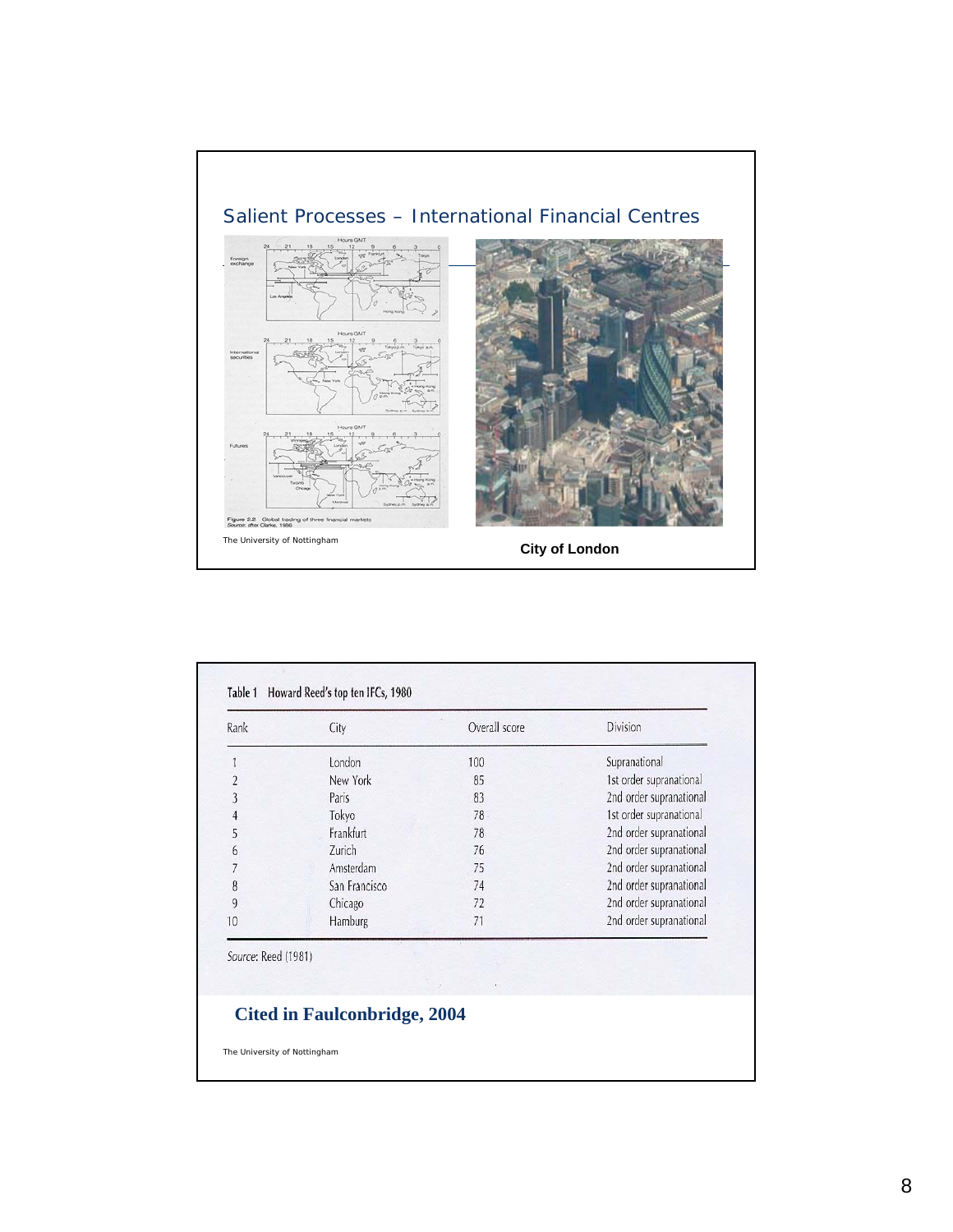## Salient Processes – International Financial Centres

Figure 2.2 Global trading of three financial markets
Source: after Clarke, 1986

**City of London**

Table 1 Howard Reed's top ten IFCs, 1980

| Rank | City | Overall score | Division |
|---|---|---|---|
| 1 | London | 100 | Supranational |
| 2 | New York | 85 | 1st order supranational |
| 3 | Paris | 83 | 2nd order supranational |
| 4 | Tokyo | 78 | 1st order supranational |
| 5 | Frankfurt | 78 | 2nd order supranational |
| 6 | Zurich | 76 | 2nd order supranational |
| 7 | Amsterdam | 75 | 2nd order supranational |
| 8 | San Francisco | 74 | 2nd order supranational |
| 9 | Chicago | 72 | 2nd order supranational |
| 10 | Hamburg | 71 | 2nd order supranational |

*Source*: Reed (1981)

**Cited in Faulconbridge, 2004**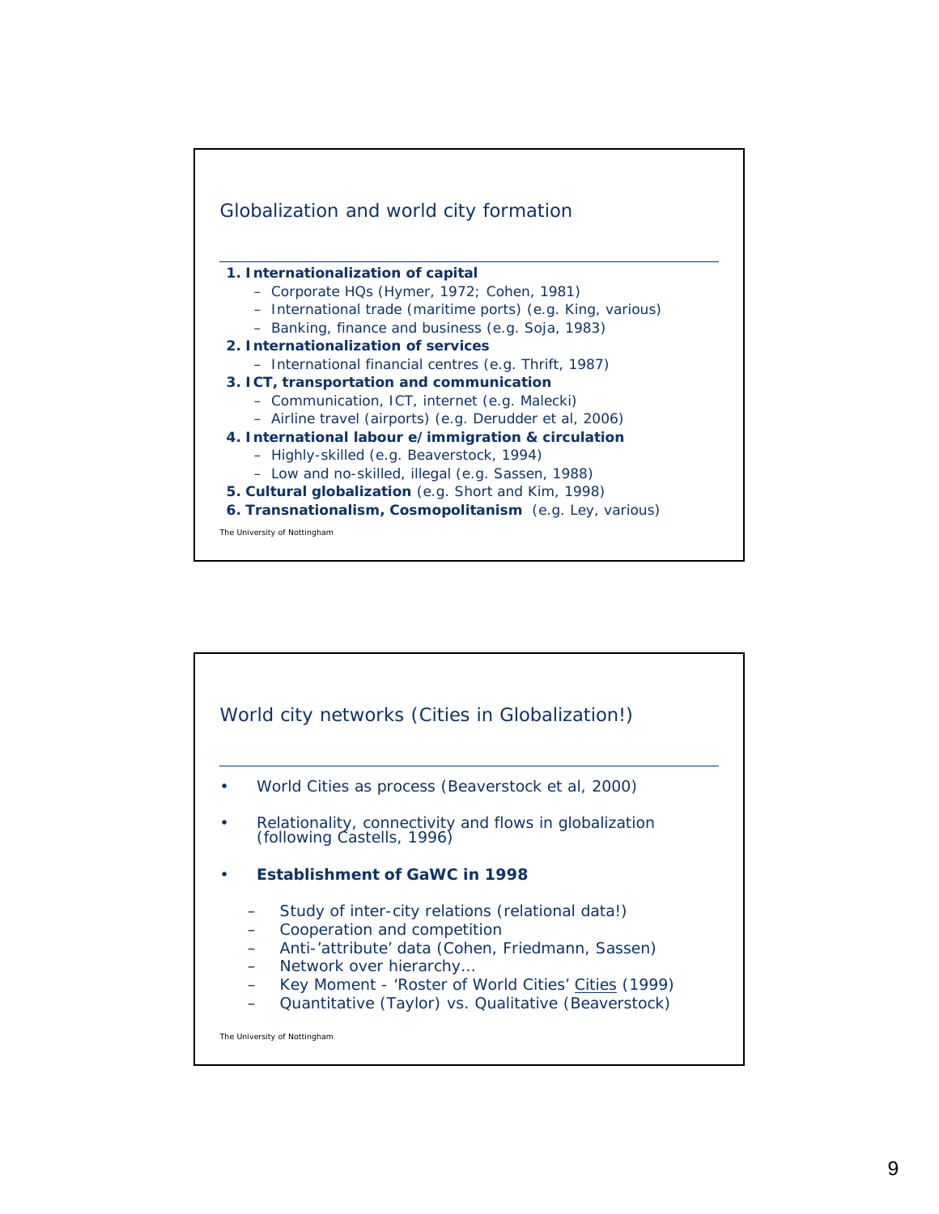## Globalization and world city formation

1. **Internationalization of capital**
   - Corporate HQs (Hymer, 1972; Cohen, 1981)
   - International trade (maritime ports) (e.g. King, various)
   - Banking, finance and business (e.g. Soja, 1983)
2. **Internationalization of services**
   - International financial centres (e.g. Thrift, 1987)
3. **ICT, transportation and communication**
   - Communication, ICT, internet (e.g. Malecki)
   - Airline travel (airports) (e.g. Derudder et al, 2006)
4. **International labour e/immigration & circulation**
   - Highly-skilled (e.g. Beaverstock, 1994)
   - Low and no-skilled, illegal (e.g. Sassen, 1988)
5. **Cultural globalization** (e.g. Short and Kim, 1998)
6. **Transnationalism, Cosmopolitanism** (e.g. Ley, various)

The University of Nottingham

## World city networks (Cities in Globalization!)

- World Cities as process (Beaverstock et al, 2000)
- Relationality, connectivity and flows in globalization (following Castells, 1996)
- **Establishment of GaWC in 1998**
  - Study of inter-city relations (relational data!)
  - Cooperation and competition
  - Anti-'attribute' data (Cohen, Friedmann, Sassen)
  - Network over hierarchy…
  - Key Moment - 'Roster of World Cities' Cities (1999)
  - Quantitative (Taylor) vs. Qualitative (Beaverstock)

The University of Nottingham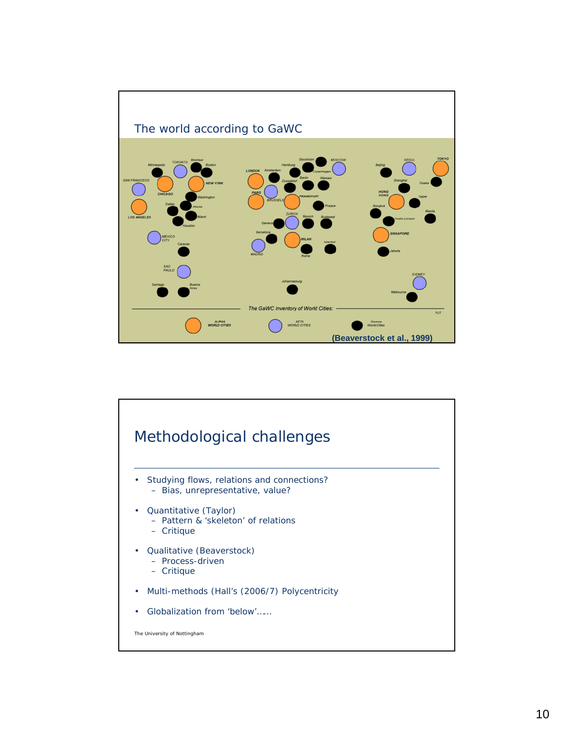## The world according to GaWC

(Beaverstock et al., 1999)

## Methodological challenges

- Studying flows, relations and connections?
  - Bias, unrepresentative, value?
- Quantitative (Taylor)
  - Pattern & 'skeleton' of relations
  - Critique
- Qualitative (Beaverstock)
  - Process-driven
  - Critique
- Multi-methods (Hall's (2006/7) Polycentricity
- Globalization from 'below'……

The University of Nottingham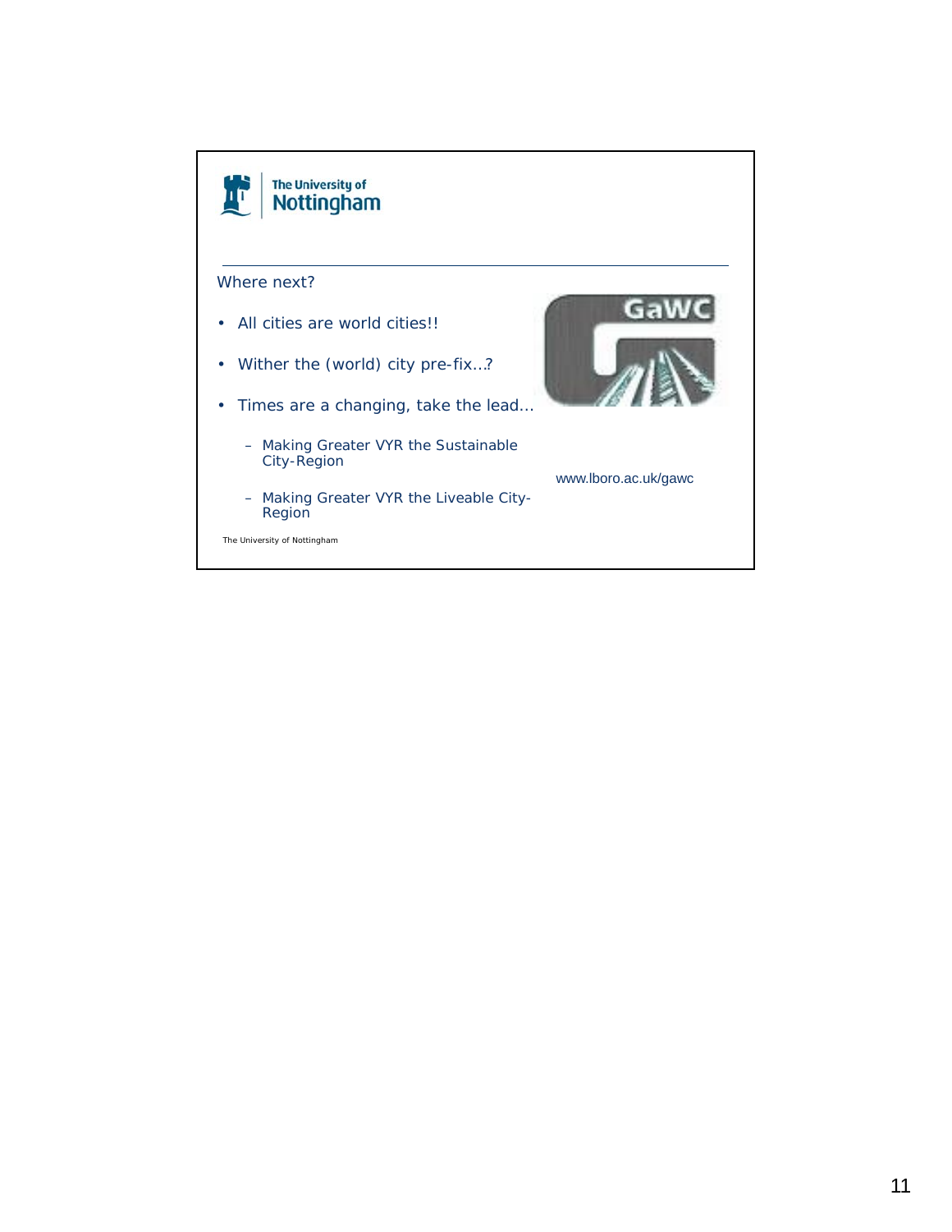The University of Nottingham

## Where next?

- All cities are world cities!!
- Wither the (world) city pre-fix…?
- Times are a changing, take the lead…
  - Making Greater VYR the Sustainable City-Region
  - Making Greater VYR the Liveable City-Region

GaWC

www.lboro.ac.uk/gawc

The University of Nottingham